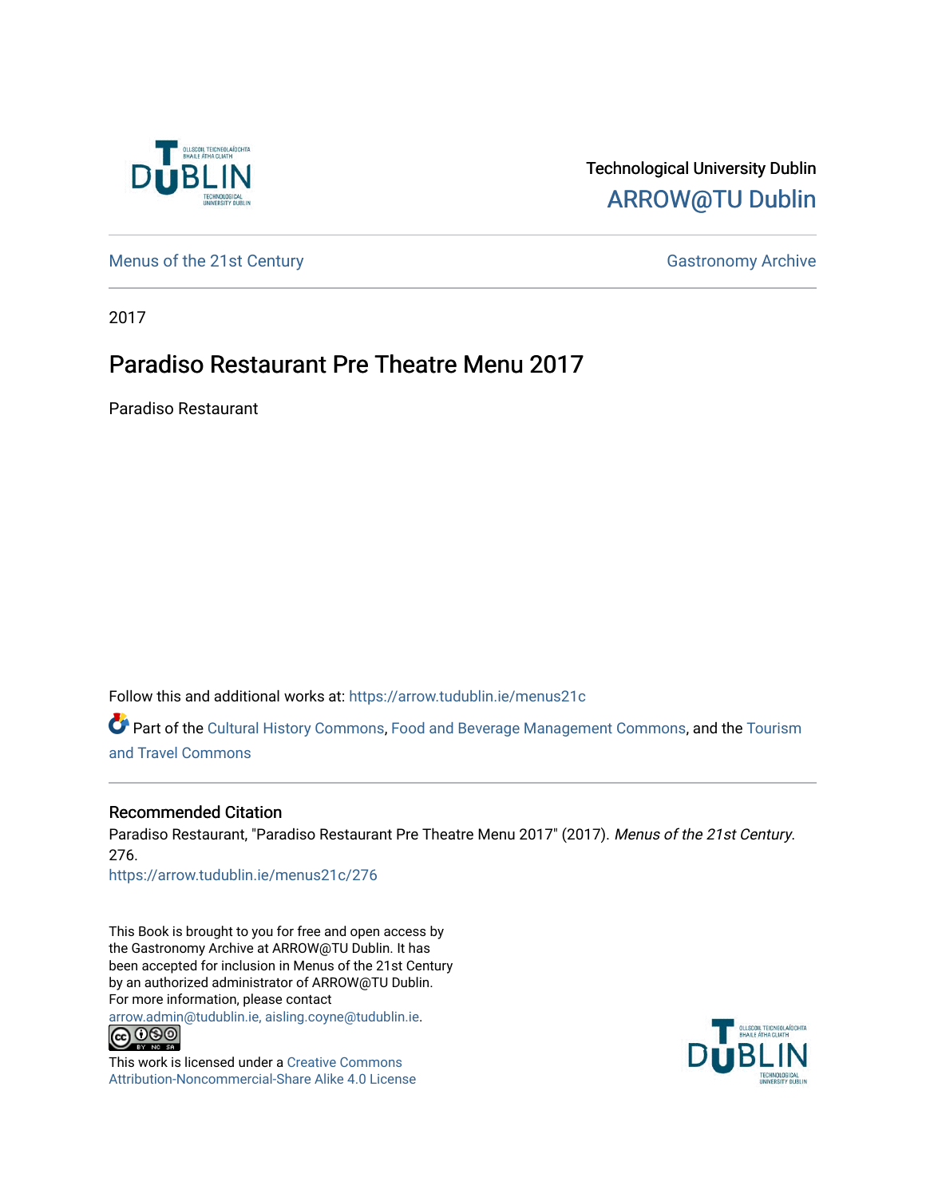Technological University Dublin

ARROW@TU Dublin

Menus of the 21st Century

Gastronomy Archive

2017

# Paradiso Restaurant Pre Theatre Menu 2017

Paradiso Restaurant

Follow this and additional works at: https://arrow.tudublin.ie/menus21c

Part of the Cultural History Commons, Food and Beverage Management Commons, and the Tourism and Travel Commons

## Recommended Citation

Paradiso Restaurant, "Paradiso Restaurant Pre Theatre Menu 2017" (2017). *Menus of the 21st Century*. 276.

https://arrow.tudublin.ie/menus21c/276

This Book is brought to you for free and open access by the Gastronomy Archive at ARROW@TU Dublin. It has been accepted for inclusion in Menus of the 21st Century by an authorized administrator of ARROW@TU Dublin. For more information, please contact arrow.admin@tudublin.ie, aisling.coyne@tudublin.ie.

This work is licensed under a Creative Commons Attribution-Noncommercial-Share Alike 4.0 License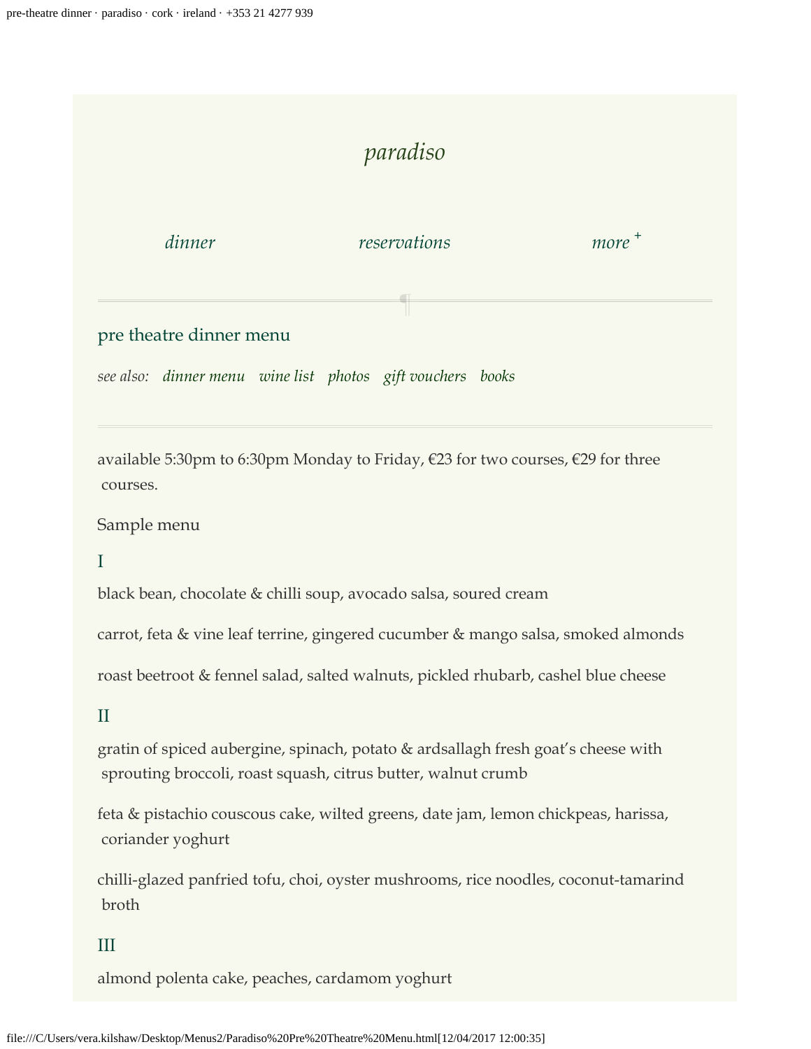# paradiso

*dinner* *reservations* *more* +

## pre theatre dinner menu

*see also: dinner menu wine list photos gift vouchers books*

available 5:30pm to 6:30pm Monday to Friday, €23 for two courses, €29 for three courses.

Sample menu

### I

black bean, chocolate & chilli soup, avocado salsa, soured cream

carrot, feta & vine leaf terrine, gingered cucumber & mango salsa, smoked almonds

roast beetroot & fennel salad, salted walnuts, pickled rhubarb, cashel blue cheese

### II

gratin of spiced aubergine, spinach, potato & ardsallagh fresh goat's cheese with sprouting broccoli, roast squash, citrus butter, walnut crumb

feta & pistachio couscous cake, wilted greens, date jam, lemon chickpeas, harissa, coriander yoghurt

chilli-glazed panfried tofu, choi, oyster mushrooms, rice noodles, coconut-tamarind broth

### III

almond polenta cake, peaches, cardamom yoghurt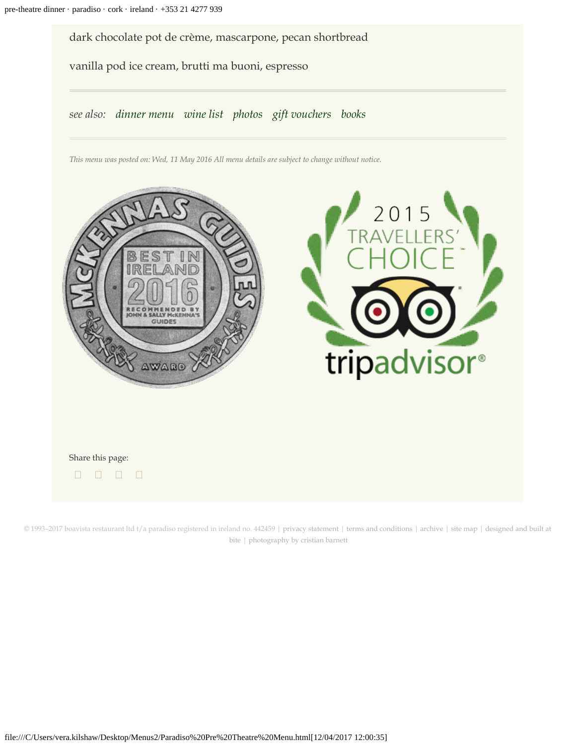dark chocolate pot de crème, mascarpone, pecan shortbread

vanilla pod ice cream, brutti ma buoni, espresso

---

*see also: dinner menu wine list photos gift vouchers books*

---

*This menu was posted on: Wed, 11 May 2016 All menu details are subject to change without notice.*

Share this page:

© 1993–2017 boavista restaurant ltd t/a paradiso registered in ireland no. 442459 | privacy statement | terms and conditions | archive | site map | designed and built at bite | photography by cristian barnett